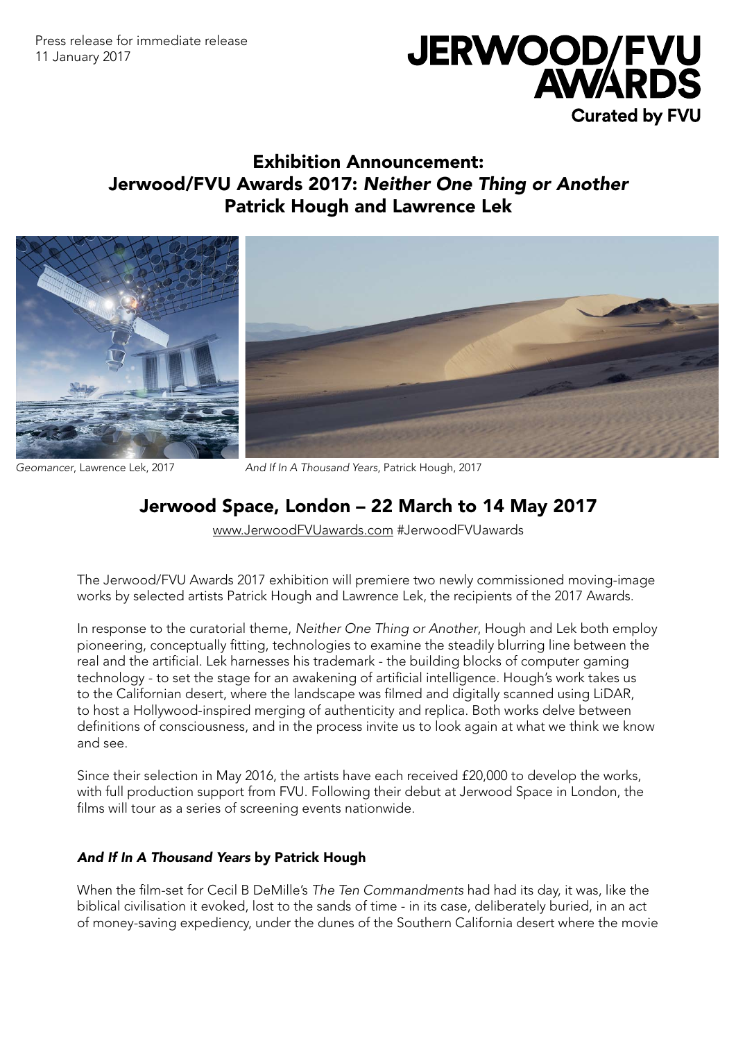Press release for immediate release
11 January 2017

JERWOOD/FVU AWARDS
Curated by FVU

# Exhibition Announcement: Jerwood/FVU Awards 2017: *Neither One Thing or Another* Patrick Hough and Lawrence Lek

*Geomancer*, Lawrence Lek, 2017

*And If In A Thousand Years*, Patrick Hough, 2017

## Jerwood Space, London – 22 March to 14 May 2017

www.JerwoodFVUawards.com #JerwoodFVUawards

The Jerwood/FVU Awards 2017 exhibition will premiere two newly commissioned moving-image works by selected artists Patrick Hough and Lawrence Lek, the recipients of the 2017 Awards.

In response to the curatorial theme, *Neither One Thing or Another*, Hough and Lek both employ pioneering, conceptually fitting, technologies to examine the steadily blurring line between the real and the artificial. Lek harnesses his trademark - the building blocks of computer gaming technology - to set the stage for an awakening of artificial intelligence. Hough's work takes us to the Californian desert, where the landscape was filmed and digitally scanned using LiDAR, to host a Hollywood-inspired merging of authenticity and replica. Both works delve between definitions of consciousness, and in the process invite us to look again at what we think we know and see.

Since their selection in May 2016, the artists have each received £20,000 to develop the works, with full production support from FVU. Following their debut at Jerwood Space in London, the films will tour as a series of screening events nationwide.

### *And If In A Thousand Years* by Patrick Hough

When the film-set for Cecil B DeMille's *The Ten Commandments* had had its day, it was, like the biblical civilisation it evoked, lost to the sands of time - in its case, deliberately buried, in an act of money-saving expediency, under the dunes of the Southern California desert where the movie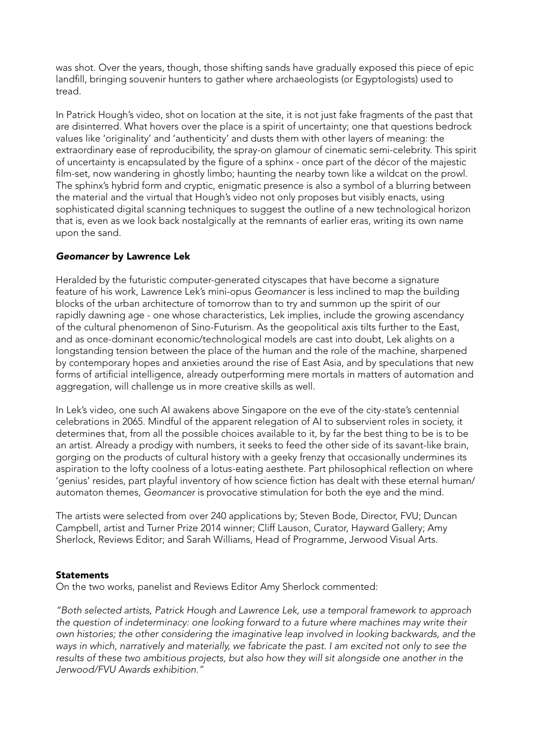was shot. Over the years, though, those shifting sands have gradually exposed this piece of epic landfill, bringing souvenir hunters to gather where archaeologists (or Egyptologists) used to tread.

In Patrick Hough's video, shot on location at the site, it is not just fake fragments of the past that are disinterred. What hovers over the place is a spirit of uncertainty; one that questions bedrock values like 'originality' and 'authenticity' and dusts them with other layers of meaning: the extraordinary ease of reproducibility, the spray-on glamour of cinematic semi-celebrity. This spirit of uncertainty is encapsulated by the figure of a sphinx - once part of the décor of the majestic film-set, now wandering in ghostly limbo; haunting the nearby town like a wildcat on the prowl. The sphinx's hybrid form and cryptic, enigmatic presence is also a symbol of a blurring between the material and the virtual that Hough's video not only proposes but visibly enacts, using sophisticated digital scanning techniques to suggest the outline of a new technological horizon that is, even as we look back nostalgically at the remnants of earlier eras, writing its own name upon the sand.

### ***Geomancer* by Lawrence Lek**

Heralded by the futuristic computer-generated cityscapes that have become a signature feature of his work, Lawrence Lek's mini-opus *Geomancer* is less inclined to map the building blocks of the urban architecture of tomorrow than to try and summon up the spirit of our rapidly dawning age - one whose characteristics, Lek implies, include the growing ascendancy of the cultural phenomenon of Sino-Futurism. As the geopolitical axis tilts further to the East, and as once-dominant economic/technological models are cast into doubt, Lek alights on a longstanding tension between the place of the human and the role of the machine, sharpened by contemporary hopes and anxieties around the rise of East Asia, and by speculations that new forms of artificial intelligence, already outperforming mere mortals in matters of automation and aggregation, will challenge us in more creative skills as well.

In Lek's video, one such AI awakens above Singapore on the eve of the city-state's centennial celebrations in 2065. Mindful of the apparent relegation of AI to subservient roles in society, it determines that, from all the possible choices available to it, by far the best thing to be is to be an artist. Already a prodigy with numbers, it seeks to feed the other side of its savant-like brain, gorging on the products of cultural history with a geeky frenzy that occasionally undermines its aspiration to the lofty coolness of a lotus-eating aesthete. Part philosophical reflection on where 'genius' resides, part playful inventory of how science fiction has dealt with these eternal human/automaton themes, *Geomancer* is provocative stimulation for both the eye and the mind.

The artists were selected from over 240 applications by; Steven Bode, Director, FVU; Duncan Campbell, artist and Turner Prize 2014 winner; Cliff Lauson, Curator, Hayward Gallery; Amy Sherlock, Reviews Editor; and Sarah Williams, Head of Programme, Jerwood Visual Arts.

### **Statements**

On the two works, panelist and Reviews Editor Amy Sherlock commented:

*"Both selected artists, Patrick Hough and Lawrence Lek, use a temporal framework to approach the question of indeterminacy: one looking forward to a future where machines may write their own histories; the other considering the imaginative leap involved in looking backwards, and the ways in which, narratively and materially, we fabricate the past. I am excited not only to see the results of these two ambitious projects, but also how they will sit alongside one another in the Jerwood/FVU Awards exhibition."*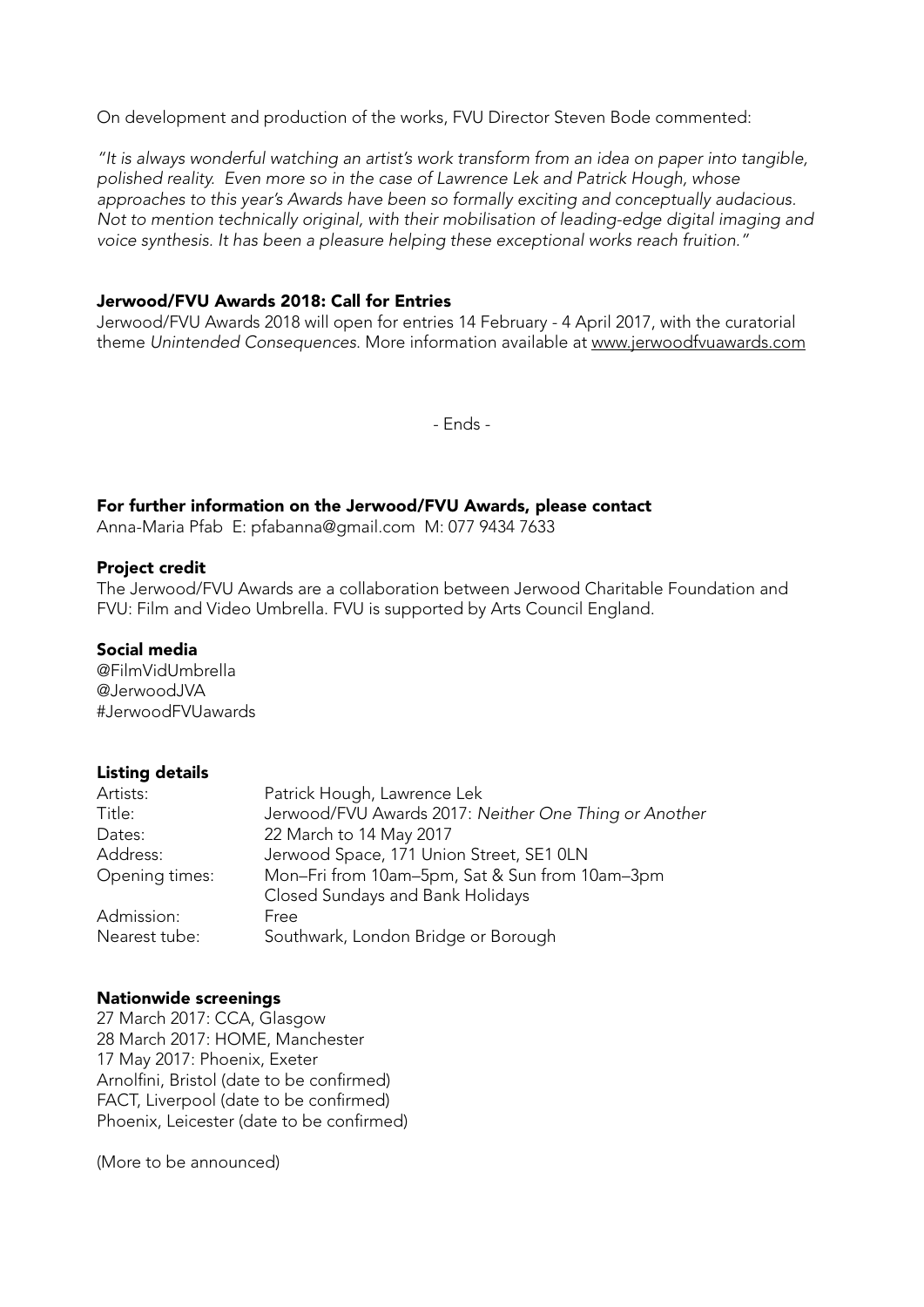On development and production of the works, FVU Director Steven Bode commented:

*"It is always wonderful watching an artist's work transform from an idea on paper into tangible, polished reality. Even more so in the case of Lawrence Lek and Patrick Hough, whose approaches to this year's Awards have been so formally exciting and conceptually audacious. Not to mention technically original, with their mobilisation of leading-edge digital imaging and voice synthesis. It has been a pleasure helping these exceptional works reach fruition."*

**Jerwood/FVU Awards 2018: Call for Entries**

Jerwood/FVU Awards 2018 will open for entries 14 February - 4 April 2017, with the curatorial theme *Unintended Consequences*. More information available at www.jerwoodfvuawards.com

- Ends -

**For further information on the Jerwood/FVU Awards, please contact**

Anna-Maria Pfab E: pfabanna@gmail.com M: 077 9434 7633

**Project credit**

The Jerwood/FVU Awards are a collaboration between Jerwood Charitable Foundation and FVU: Film and Video Umbrella. FVU is supported by Arts Council England.

**Social media**

@FilmVidUmbrella
@JerwoodJVA
#JerwoodFVUawards

**Listing details**

| | |
|---|---|
| Artists: | Patrick Hough, Lawrence Lek |
| Title: | Jerwood/FVU Awards 2017: *Neither One Thing or Another* |
| Dates: | 22 March to 14 May 2017 |
| Address: | Jerwood Space, 171 Union Street, SE1 0LN |
| Opening times: | Mon–Fri from 10am–5pm, Sat & Sun from 10am–3pm<br>Closed Sundays and Bank Holidays |
| Admission: | Free |
| Nearest tube: | Southwark, London Bridge or Borough |

**Nationwide screenings**

27 March 2017: CCA, Glasgow
28 March 2017: HOME, Manchester
17 May 2017: Phoenix, Exeter
Arnolfini, Bristol (date to be confirmed)
FACT, Liverpool (date to be confirmed)
Phoenix, Leicester (date to be confirmed)

(More to be announced)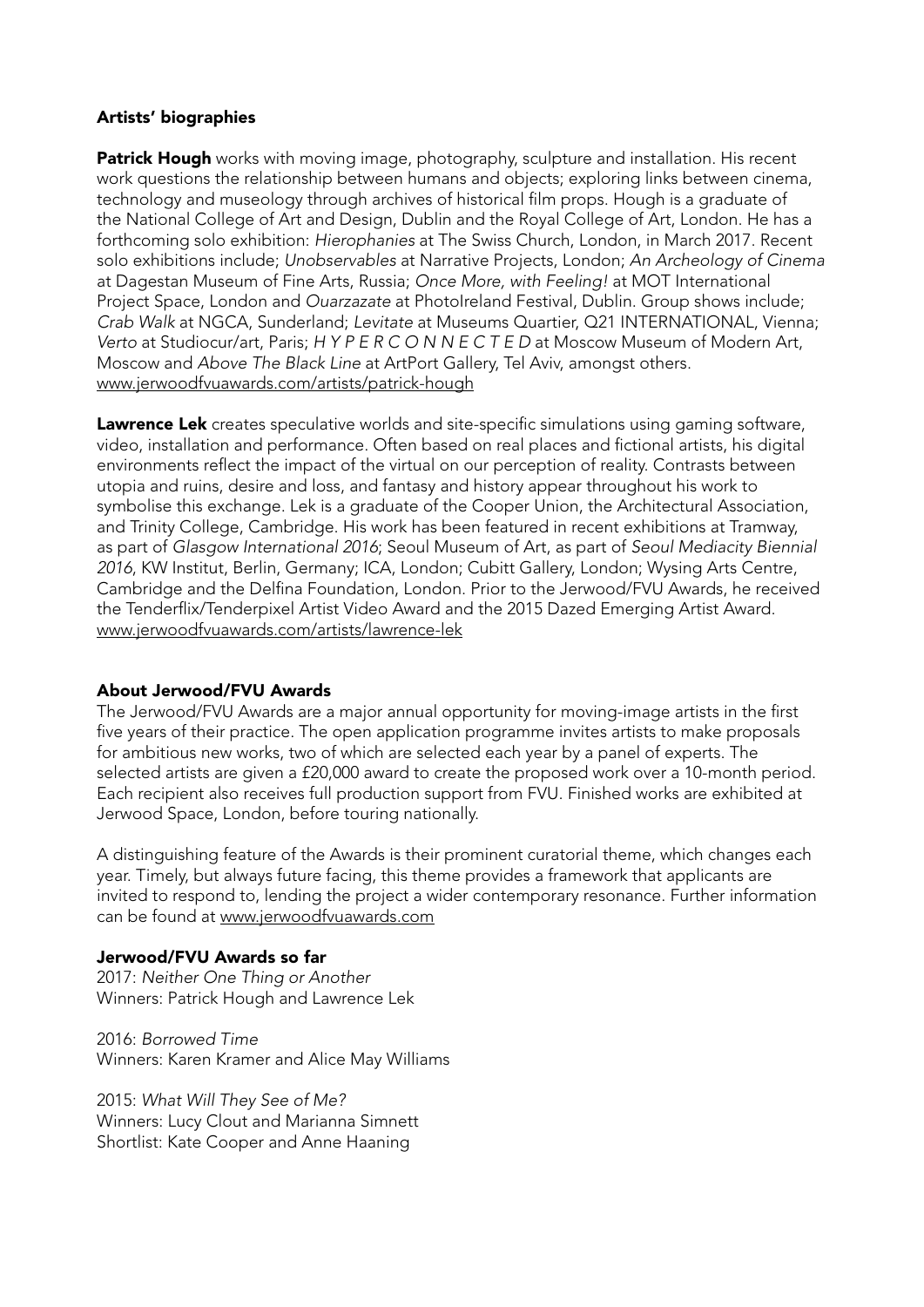### Artists' biographies

**Patrick Hough** works with moving image, photography, sculpture and installation. His recent work questions the relationship between humans and objects; exploring links between cinema, technology and museology through archives of historical film props. Hough is a graduate of the National College of Art and Design, Dublin and the Royal College of Art, London. He has a forthcoming solo exhibition: *Hierophanies* at The Swiss Church, London, in March 2017. Recent solo exhibitions include; *Unobservables* at Narrative Projects, London; *An Archeology of Cinema* at Dagestan Museum of Fine Arts, Russia; *Once More, with Feeling!* at MOT International Project Space, London and *Ouarzazate* at PhotoIreland Festival, Dublin. Group shows include; *Crab Walk* at NGCA, Sunderland; *Levitate* at Museums Quartier, Q21 INTERNATIONAL, Vienna; *Verto* at Studiocur/art, Paris; *H Y P E R C O N N E C T E D* at Moscow Museum of Modern Art, Moscow and *Above The Black Line* at ArtPort Gallery, Tel Aviv, amongst others. www.jerwoodfvuawards.com/artists/patrick-hough

**Lawrence Lek** creates speculative worlds and site-specific simulations using gaming software, video, installation and performance. Often based on real places and fictional artists, his digital environments reflect the impact of the virtual on our perception of reality. Contrasts between utopia and ruins, desire and loss, and fantasy and history appear throughout his work to symbolise this exchange. Lek is a graduate of the Cooper Union, the Architectural Association, and Trinity College, Cambridge. His work has been featured in recent exhibitions at Tramway, as part of *Glasgow International 2016*; Seoul Museum of Art, as part of *Seoul Mediacity Biennial 2016*, KW Institut, Berlin, Germany; ICA, London; Cubitt Gallery, London; Wysing Arts Centre, Cambridge and the Delfina Foundation, London. Prior to the Jerwood/FVU Awards, he received the Tenderflix/Tenderpixel Artist Video Award and the 2015 Dazed Emerging Artist Award. www.jerwoodfvuawards.com/artists/lawrence-lek

### About Jerwood/FVU Awards

The Jerwood/FVU Awards are a major annual opportunity for moving-image artists in the first five years of their practice. The open application programme invites artists to make proposals for ambitious new works, two of which are selected each year by a panel of experts. The selected artists are given a £20,000 award to create the proposed work over a 10-month period. Each recipient also receives full production support from FVU. Finished works are exhibited at Jerwood Space, London, before touring nationally.

A distinguishing feature of the Awards is their prominent curatorial theme, which changes each year. Timely, but always future facing, this theme provides a framework that applicants are invited to respond to, lending the project a wider contemporary resonance. Further information can be found at www.jerwoodfvuawards.com

### Jerwood/FVU Awards so far

2017: *Neither One Thing or Another*
Winners: Patrick Hough and Lawrence Lek

2016: *Borrowed Time*
Winners: Karen Kramer and Alice May Williams

2015: *What Will They See of Me?*
Winners: Lucy Clout and Marianna Simnett
Shortlist: Kate Cooper and Anne Haaning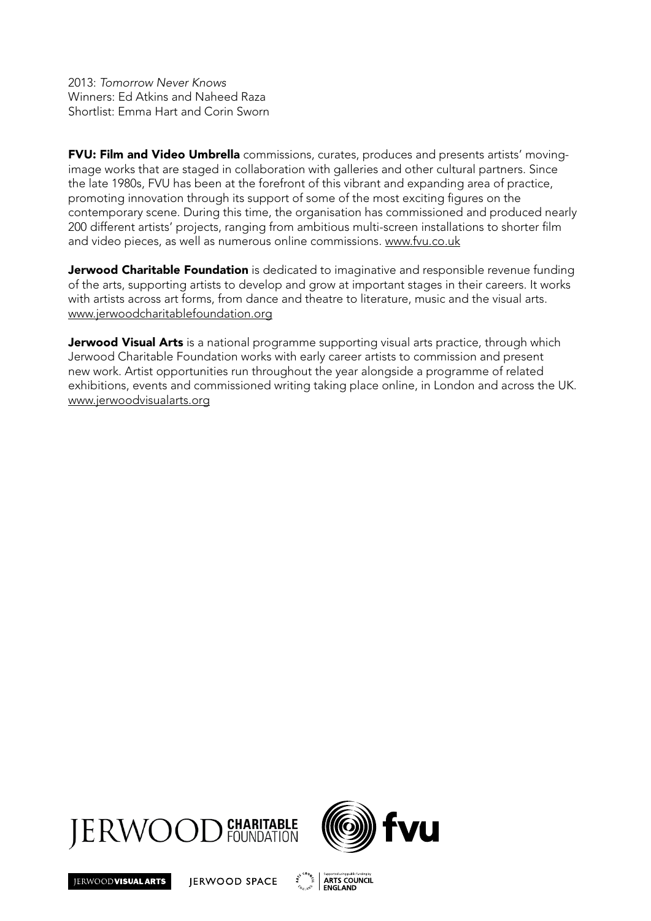2013: *Tomorrow Never Knows*
Winners: Ed Atkins and Naheed Raza
Shortlist: Emma Hart and Corin Sworn

**FVU: Film and Video Umbrella** commissions, curates, produces and presents artists' moving-image works that are staged in collaboration with galleries and other cultural partners. Since the late 1980s, FVU has been at the forefront of this vibrant and expanding area of practice, promoting innovation through its support of some of the most exciting figures on the contemporary scene. During this time, the organisation has commissioned and produced nearly 200 different artists' projects, ranging from ambitious multi-screen installations to shorter film and video pieces, as well as numerous online commissions. www.fvu.co.uk

**Jerwood Charitable Foundation** is dedicated to imaginative and responsible revenue funding of the arts, supporting artists to develop and grow at important stages in their careers. It works with artists across art forms, from dance and theatre to literature, music and the visual arts. www.jerwoodcharitablefoundation.org

**Jerwood Visual Arts** is a national programme supporting visual arts practice, through which Jerwood Charitable Foundation works with early career artists to commission and present new work. Artist opportunities run throughout the year alongside a programme of related exhibitions, events and commissioned writing taking place online, in London and across the UK. www.jerwoodvisualarts.org

JERWOOD CHARITABLE FOUNDATION

fvu

JERWOOD VISUAL ARTS

JERWOOD SPACE

Supported using public funding by ARTS COUNCIL ENGLAND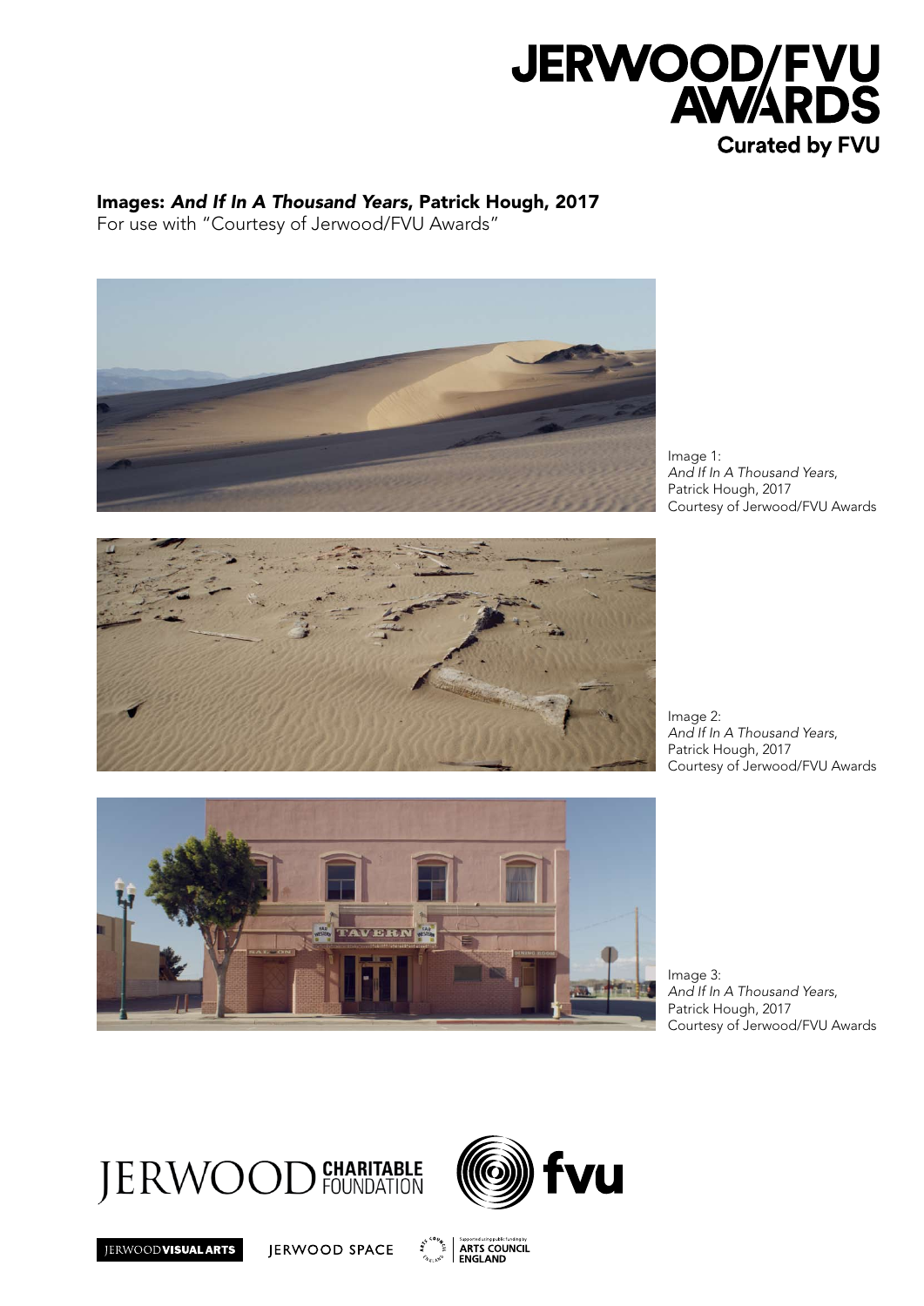# JERWOOD/FVU AWARDS
**Curated by FVU**

## Images: *And If In A Thousand Years*, Patrick Hough, 2017

For use with "Courtesy of Jerwood/FVU Awards"

Image 1:
*And If In A Thousand Years*,
Patrick Hough, 2017
Courtesy of Jerwood/FVU Awards

Image 2:
*And If In A Thousand Years*,
Patrick Hough, 2017
Courtesy of Jerwood/FVU Awards

Image 3:
*And If In A Thousand Years*,
Patrick Hough, 2017
Courtesy of Jerwood/FVU Awards

JERWOOD CHARITABLE FOUNDATION

fvu

JERWOOD VISUAL ARTS

JERWOOD SPACE

Supported using public funding by ARTS COUNCIL ENGLAND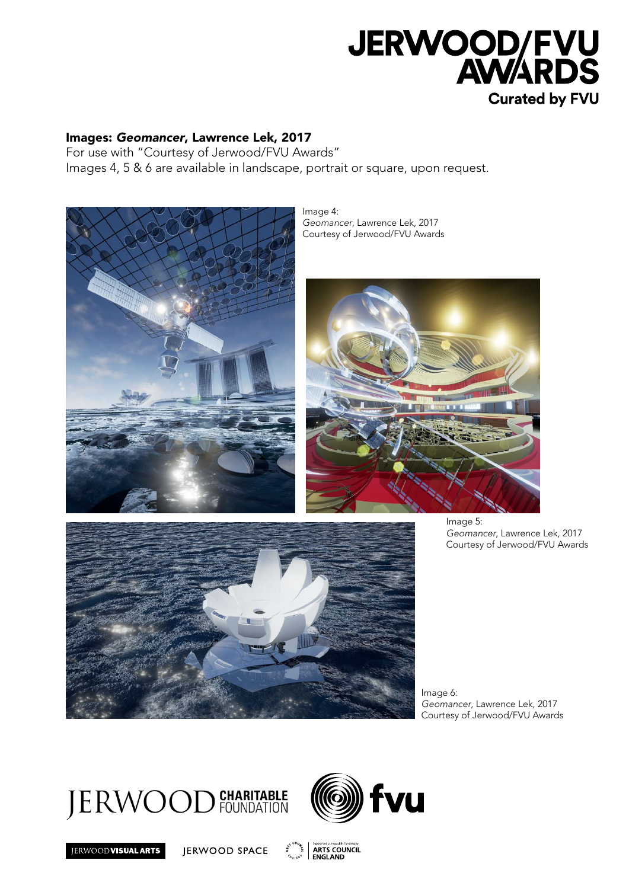# JERWOOD/FVU AWARDS
**Curated by FVU**

**Images: *Geomancer*, Lawrence Lek, 2017**
For use with "Courtesy of Jerwood/FVU Awards"
Images 4, 5 & 6 are available in landscape, portrait or square, upon request.

Image 4:
*Geomancer*, Lawrence Lek, 2017
Courtesy of Jerwood/FVU Awards

Image 5:
*Geomancer*, Lawrence Lek, 2017
Courtesy of Jerwood/FVU Awards

Image 6:
*Geomancer*, Lawrence Lek, 2017
Courtesy of Jerwood/FVU Awards

JERWOOD CHARITABLE FOUNDATION

fvu

JERWOOD VISUAL ARTS

JERWOOD SPACE

Supported using public funding by ARTS COUNCIL ENGLAND